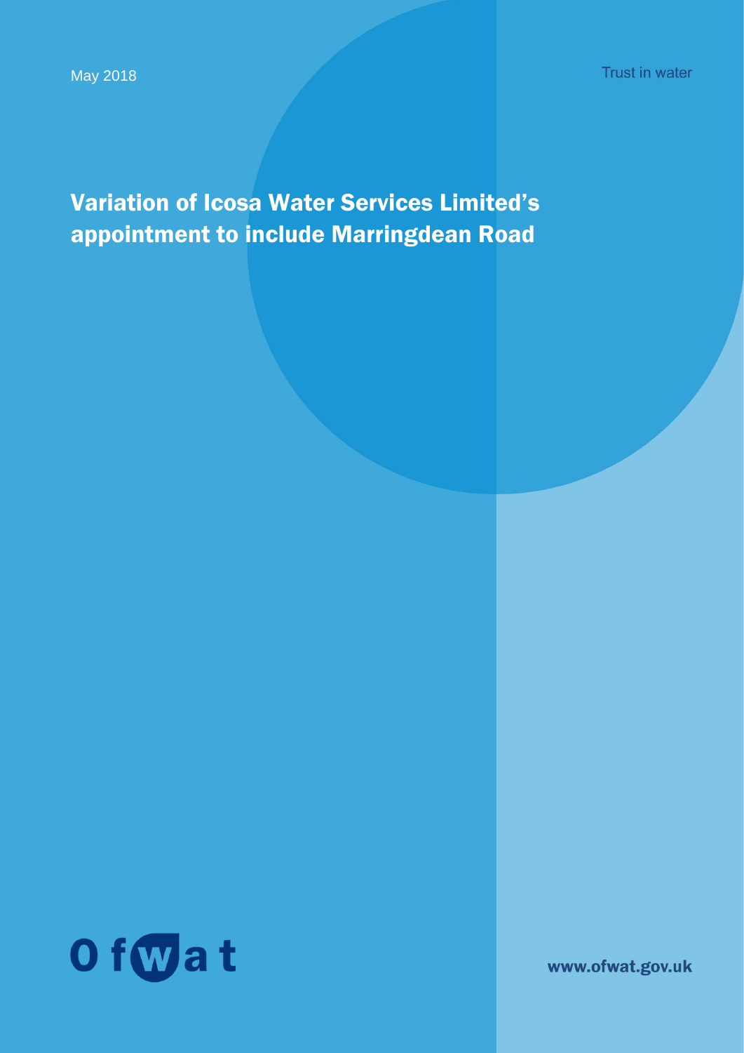May 2018

Trust in water

# Variation of Icosa Water Services Limited's appointment to include Marringdean Road

Ofwat

www.ofwat.gov.uk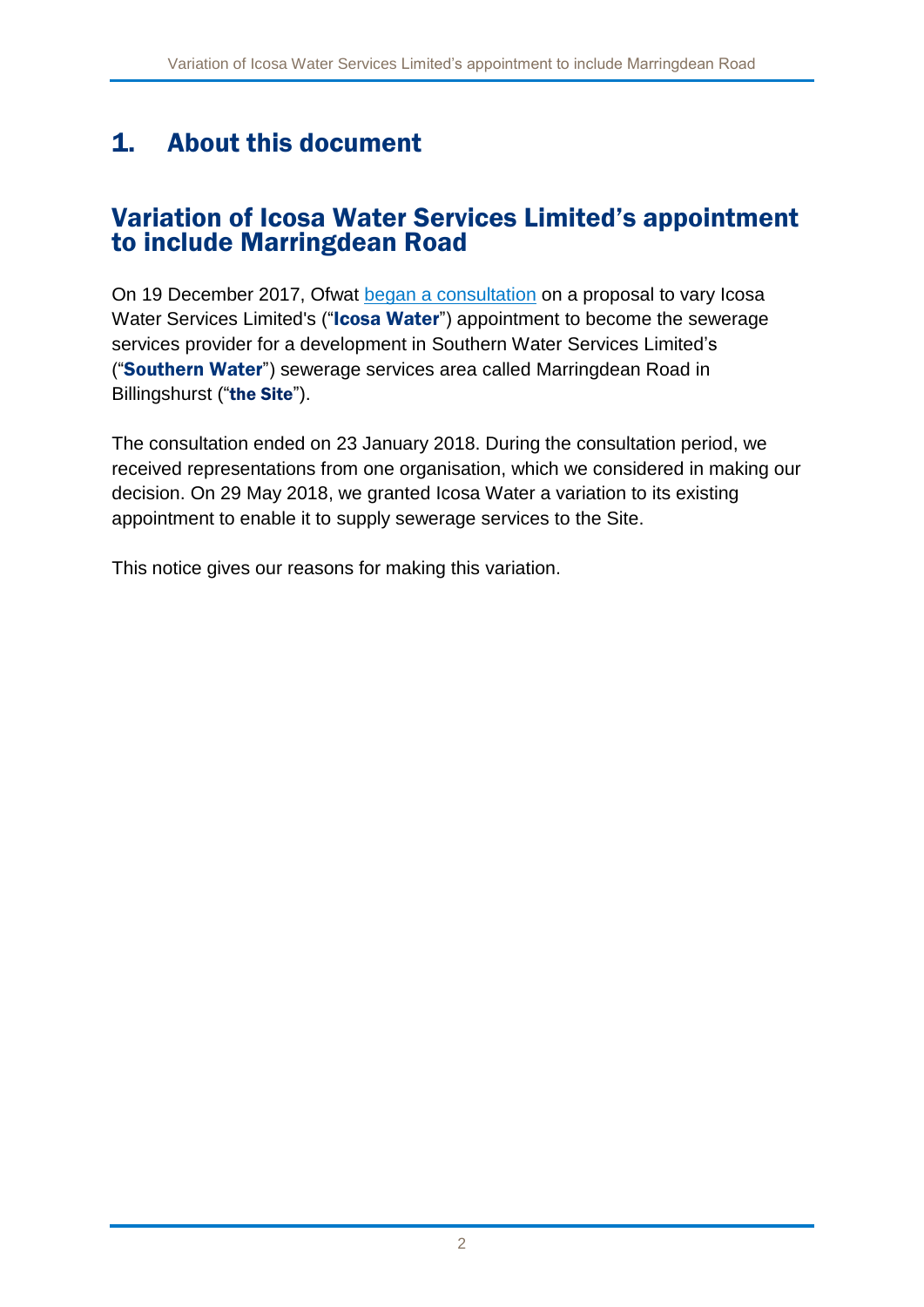# 1. About this document

## Variation of Icosa Water Services Limited's appointment to include Marringdean Road

On 19 December 2017, Ofwat began a consultation on a proposal to vary Icosa Water Services Limited's ("**Icosa Water**") appointment to become the sewerage services provider for a development in Southern Water Services Limited's ("**Southern Water**") sewerage services area called Marringdean Road in Billingshurst ("**the Site**").

The consultation ended on 23 January 2018. During the consultation period, we received representations from one organisation, which we considered in making our decision. On 29 May 2018, we granted Icosa Water a variation to its existing appointment to enable it to supply sewerage services to the Site.

This notice gives our reasons for making this variation.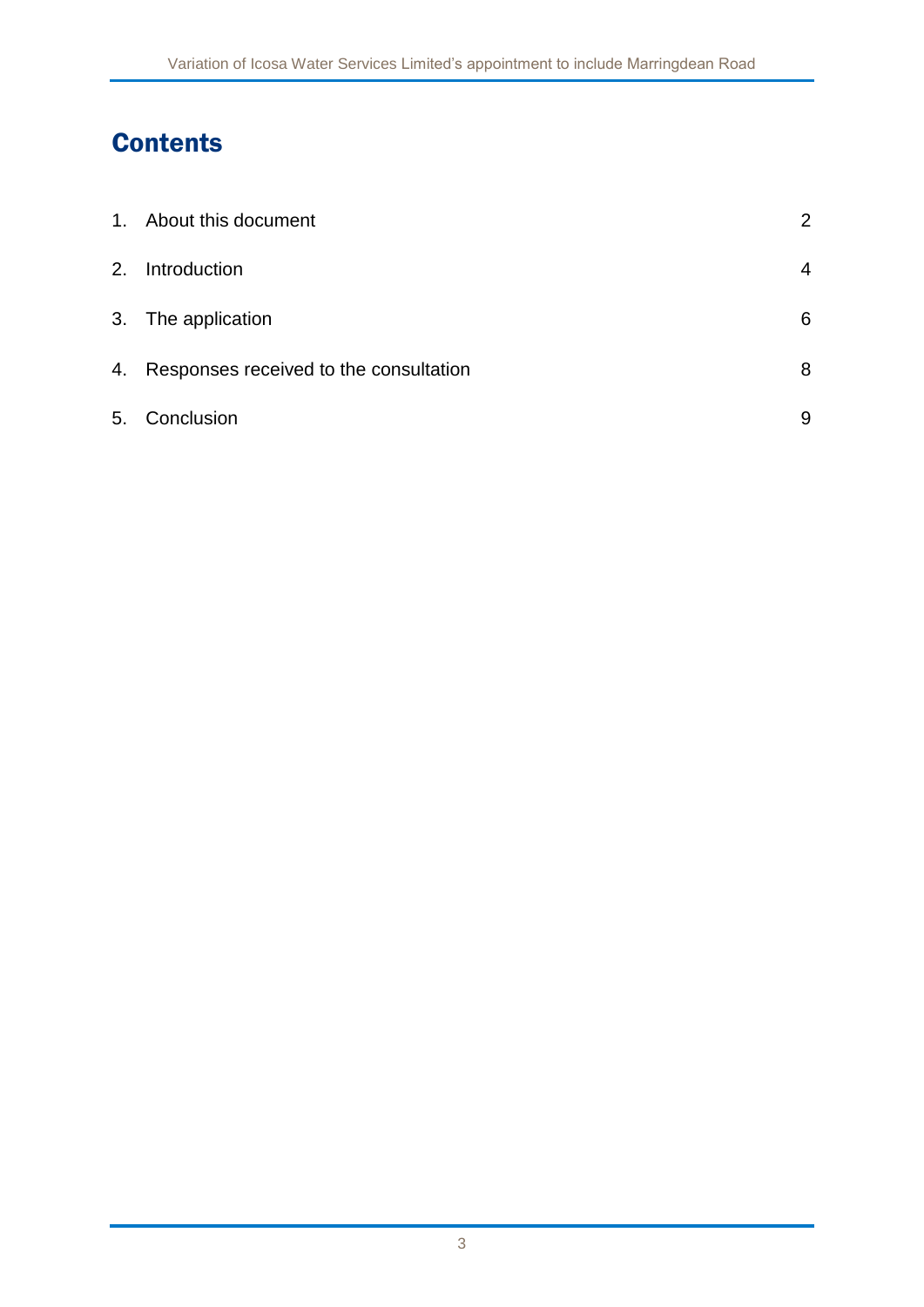# Contents

| | | |
|---|---|---|
| 1. | About this document | 2 |
| 2. | Introduction | 4 |
| 3. | The application | 6 |
| 4. | Responses received to the consultation | 8 |
| 5. | Conclusion | 9 |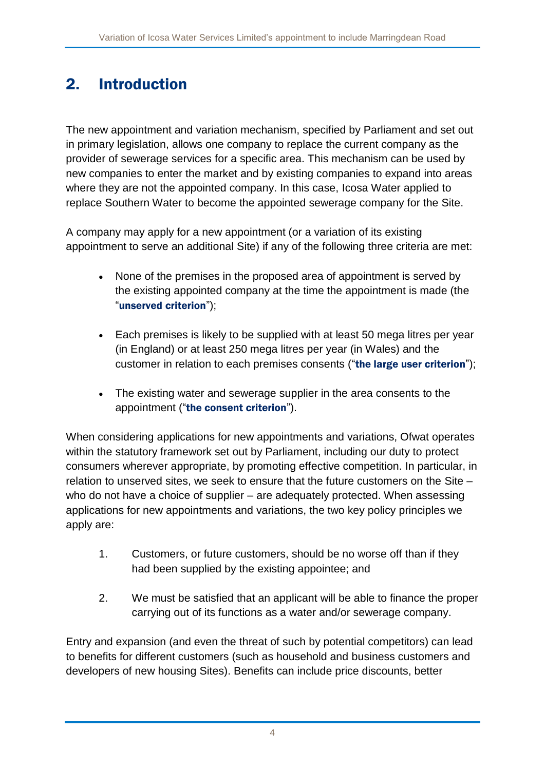## 2. Introduction

The new appointment and variation mechanism, specified by Parliament and set out in primary legislation, allows one company to replace the current company as the provider of sewerage services for a specific area. This mechanism can be used by new companies to enter the market and by existing companies to expand into areas where they are not the appointed company. In this case, Icosa Water applied to replace Southern Water to become the appointed sewerage company for the Site.

A company may apply for a new appointment (or a variation of its existing appointment to serve an additional Site) if any of the following three criteria are met:

- None of the premises in the proposed area of appointment is served by the existing appointed company at the time the appointment is made (the "**unserved criterion**");
- Each premises is likely to be supplied with at least 50 mega litres per year (in England) or at least 250 mega litres per year (in Wales) and the customer in relation to each premises consents ("**the large user criterion**");
- The existing water and sewerage supplier in the area consents to the appointment ("**the consent criterion**").

When considering applications for new appointments and variations, Ofwat operates within the statutory framework set out by Parliament, including our duty to protect consumers wherever appropriate, by promoting effective competition. In particular, in relation to unserved sites, we seek to ensure that the future customers on the Site – who do not have a choice of supplier – are adequately protected. When assessing applications for new appointments and variations, the two key policy principles we apply are:

1. Customers, or future customers, should be no worse off than if they had been supplied by the existing appointee; and
2. We must be satisfied that an applicant will be able to finance the proper carrying out of its functions as a water and/or sewerage company.

Entry and expansion (and even the threat of such by potential competitors) can lead to benefits for different customers (such as household and business customers and developers of new housing Sites). Benefits can include price discounts, better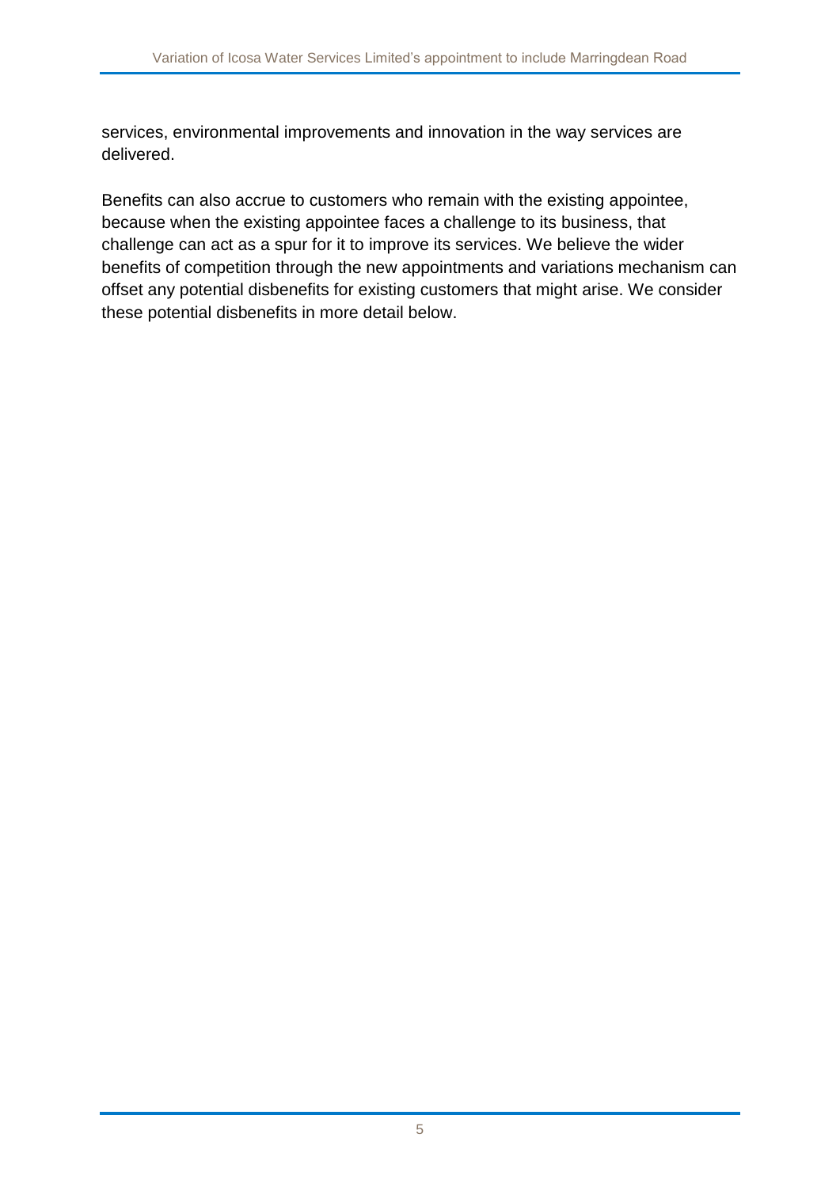services, environmental improvements and innovation in the way services are delivered.

Benefits can also accrue to customers who remain with the existing appointee, because when the existing appointee faces a challenge to its business, that challenge can act as a spur for it to improve its services. We believe the wider benefits of competition through the new appointments and variations mechanism can offset any potential disbenefits for existing customers that might arise. We consider these potential disbenefits in more detail below.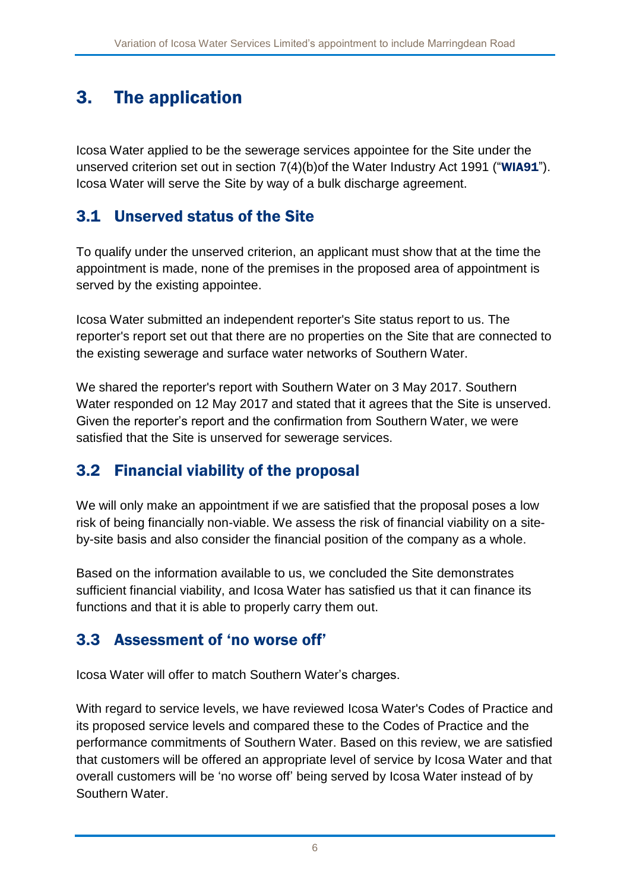# 3. The application

Icosa Water applied to be the sewerage services appointee for the Site under the unserved criterion set out in section 7(4)(b)of the Water Industry Act 1991 ("**WIA91**"). Icosa Water will serve the Site by way of a bulk discharge agreement.

## 3.1 Unserved status of the Site

To qualify under the unserved criterion, an applicant must show that at the time the appointment is made, none of the premises in the proposed area of appointment is served by the existing appointee.

Icosa Water submitted an independent reporter's Site status report to us. The reporter's report set out that there are no properties on the Site that are connected to the existing sewerage and surface water networks of Southern Water.

We shared the reporter's report with Southern Water on 3 May 2017. Southern Water responded on 12 May 2017 and stated that it agrees that the Site is unserved. Given the reporter's report and the confirmation from Southern Water, we were satisfied that the Site is unserved for sewerage services.

## 3.2 Financial viability of the proposal

We will only make an appointment if we are satisfied that the proposal poses a low risk of being financially non-viable. We assess the risk of financial viability on a site-by-site basis and also consider the financial position of the company as a whole.

Based on the information available to us, we concluded the Site demonstrates sufficient financial viability, and Icosa Water has satisfied us that it can finance its functions and that it is able to properly carry them out.

## 3.3 Assessment of 'no worse off'

Icosa Water will offer to match Southern Water's charges.

With regard to service levels, we have reviewed Icosa Water's Codes of Practice and its proposed service levels and compared these to the Codes of Practice and the performance commitments of Southern Water. Based on this review, we are satisfied that customers will be offered an appropriate level of service by Icosa Water and that overall customers will be 'no worse off' being served by Icosa Water instead of by Southern Water.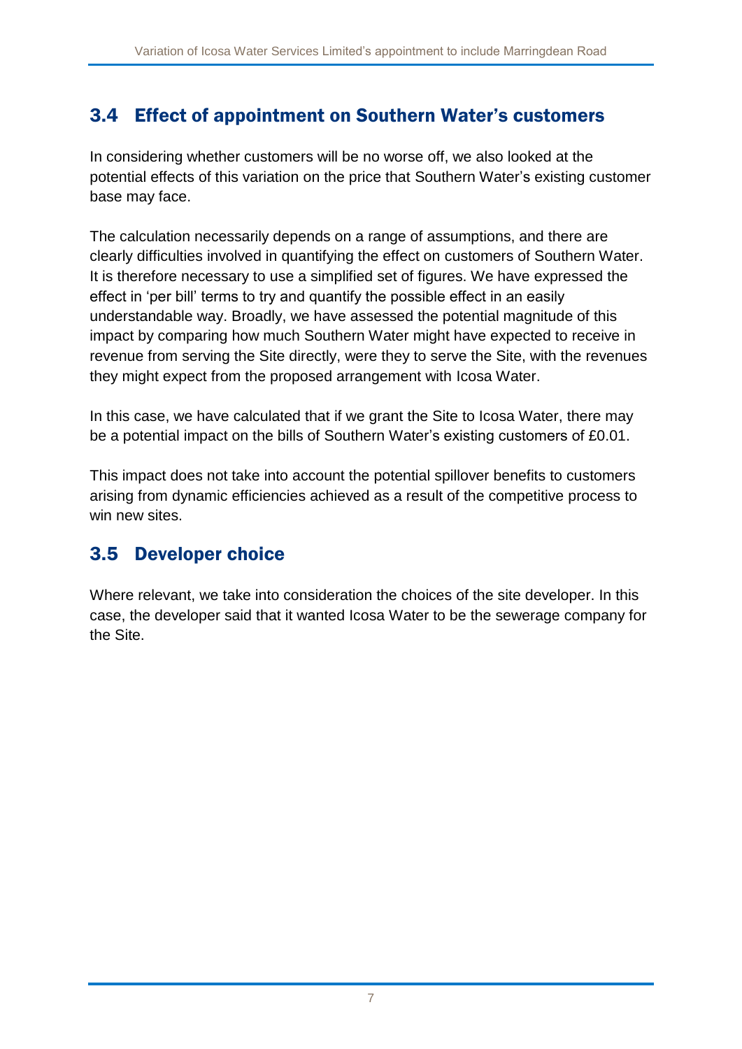## 3.4 Effect of appointment on Southern Water's customers

In considering whether customers will be no worse off, we also looked at the potential effects of this variation on the price that Southern Water's existing customer base may face.

The calculation necessarily depends on a range of assumptions, and there are clearly difficulties involved in quantifying the effect on customers of Southern Water. It is therefore necessary to use a simplified set of figures. We have expressed the effect in 'per bill' terms to try and quantify the possible effect in an easily understandable way. Broadly, we have assessed the potential magnitude of this impact by comparing how much Southern Water might have expected to receive in revenue from serving the Site directly, were they to serve the Site, with the revenues they might expect from the proposed arrangement with Icosa Water.

In this case, we have calculated that if we grant the Site to Icosa Water, there may be a potential impact on the bills of Southern Water's existing customers of £0.01.

This impact does not take into account the potential spillover benefits to customers arising from dynamic efficiencies achieved as a result of the competitive process to win new sites.

## 3.5 Developer choice

Where relevant, we take into consideration the choices of the site developer. In this case, the developer said that it wanted Icosa Water to be the sewerage company for the Site.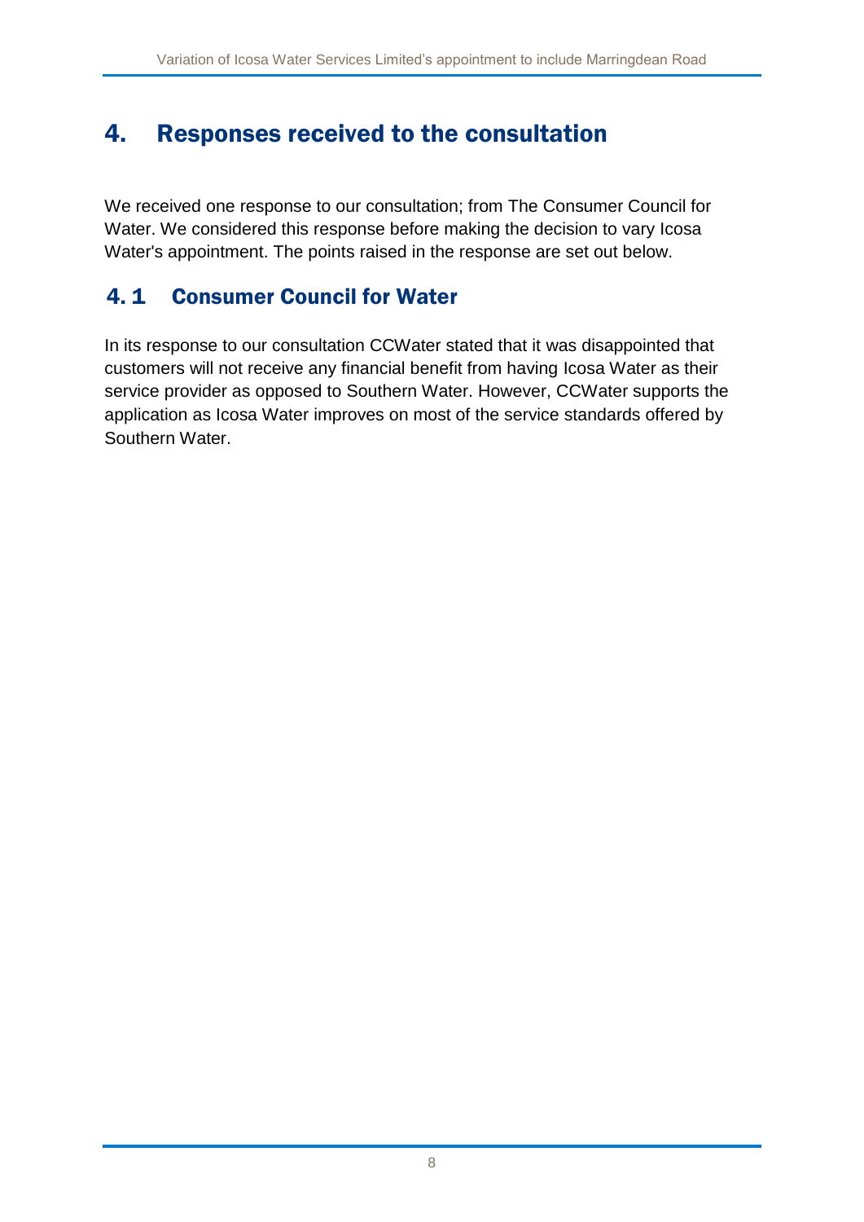## 4. Responses received to the consultation

We received one response to our consultation; from The Consumer Council for Water. We considered this response before making the decision to vary Icosa Water's appointment. The points raised in the response are set out below.

### 4.1 Consumer Council for Water

In its response to our consultation CCWater stated that it was disappointed that customers will not receive any financial benefit from having Icosa Water as their service provider as opposed to Southern Water. However, CCWater supports the application as Icosa Water improves on most of the service standards offered by Southern Water.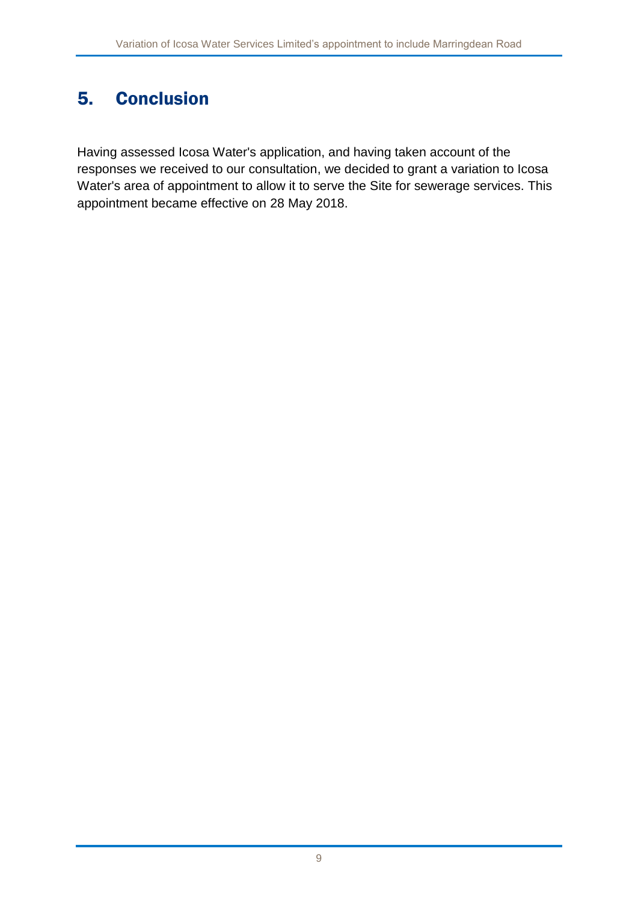## 5. Conclusion

Having assessed Icosa Water's application, and having taken account of the responses we received to our consultation, we decided to grant a variation to Icosa Water's area of appointment to allow it to serve the Site for sewerage services. This appointment became effective on 28 May 2018.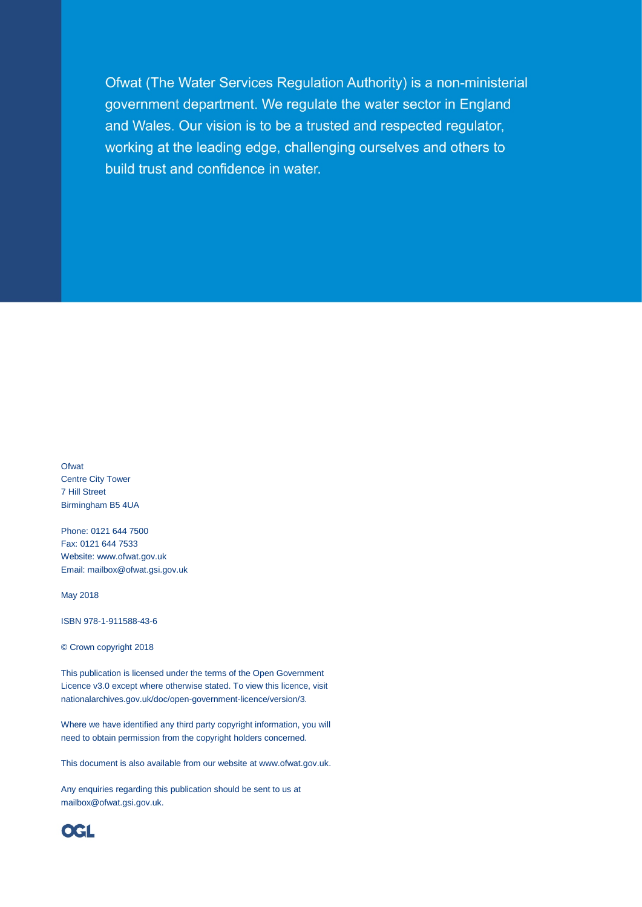Ofwat (The Water Services Regulation Authority) is a non-ministerial government department. We regulate the water sector in England and Wales. Our vision is to be a trusted and respected regulator, working at the leading edge, challenging ourselves and others to build trust and confidence in water.

Ofwat
Centre City Tower
7 Hill Street
Birmingham B5 4UA

Phone: 0121 644 7500
Fax: 0121 644 7533
Website: www.ofwat.gov.uk
Email: mailbox@ofwat.gsi.gov.uk

May 2018

ISBN 978-1-911588-43-6

© Crown copyright 2018

This publication is licensed under the terms of the Open Government Licence v3.0 except where otherwise stated. To view this licence, visit nationalarchives.gov.uk/doc/open-government-licence/version/3.

Where we have identified any third party copyright information, you will need to obtain permission from the copyright holders concerned.

This document is also available from our website at www.ofwat.gov.uk.

Any enquiries regarding this publication should be sent to us at mailbox@ofwat.gsi.gov.uk.

OGL